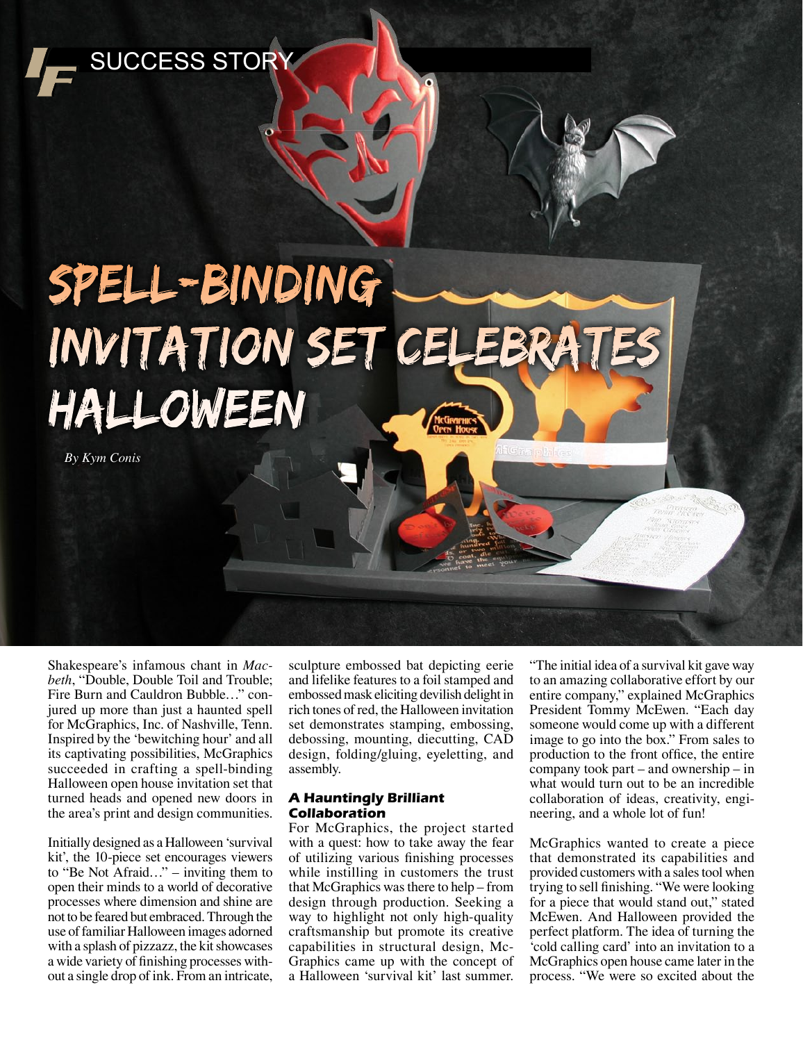SUCCESS STORY

# Spell-Binding Invitation Set Celebrates Halloween

*By Kym Conis*

Shakespeare's infamous chant in *Macbeth*, "Double, Double Toil and Trouble; Fire Burn and Cauldron Bubble…" conjured up more than just a haunted spell for McGraphics, Inc. of Nashville, Tenn. Inspired by the 'bewitching hour' and all its captivating possibilities, McGraphics succeeded in crafting a spell-binding Halloween open house invitation set that turned heads and opened new doors in the area's print and design communities.

Initially designed as a Halloween 'survival kit', the 10-piece set encourages viewers to "Be Not Afraid…" – inviting them to open their minds to a world of decorative processes where dimension and shine are not to be feared but embraced. Through the use of familiar Halloween images adorned with a splash of pizzazz, the kit showcases a wide variety of finishing processes without a single drop of ink. From an intricate, sculpture embossed bat depicting eerie and lifelike features to a foil stamped and embossed mask eliciting devilish delight in rich tones of red, the Halloween invitation set demonstrates stamping, embossing, debossing, mounting, diecutting, CAD design, folding/gluing, eyeletting, and assembly.

### A Hauntingly Brilliant Collaboration

For McGraphics, the project started with a quest: how to take away the fear of utilizing various finishing processes while instilling in customers the trust that McGraphics was there to help – from design through production. Seeking a way to highlight not only high-quality craftsmanship but promote its creative capabilities in structural design, McGraphics came up with the concept of a Halloween 'survival kit' last summer.

"The initial idea of a survival kit gave way to an amazing collaborative effort by our entire company," explained McGraphics President Tommy McEwen. "Each day someone would come up with a different image to go into the box." From sales to production to the front office, the entire company took part – and ownership – in what would turn out to be an incredible collaboration of ideas, creativity, engineering, and a whole lot of fun!

McGraphics wanted to create a piece that demonstrated its capabilities and provided customers with a sales tool when trying to sell finishing. "We were looking for a piece that would stand out," stated McEwen. And Halloween provided the perfect platform. The idea of turning the 'cold calling card' into an invitation to a McGraphics open house came later in the process. "We were so excited about the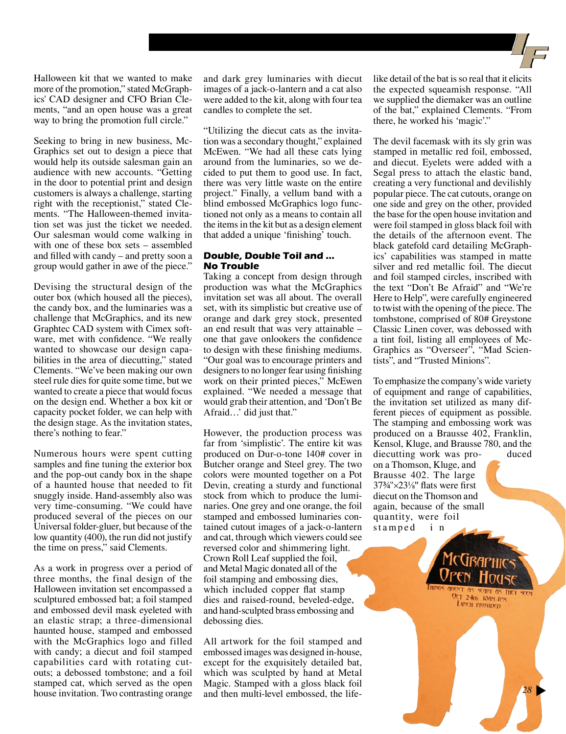Halloween kit that we wanted to make more of the promotion," stated McGraphics' CAD designer and CFO Brian Clements, "and an open house was a great way to bring the promotion full circle."

Seeking to bring in new business, McGraphics set out to design a piece that would help its outside salesman gain an audience with new accounts. "Getting in the door to potential print and design customers is always a challenge, starting right with the receptionist," stated Clements. "The Halloween-themed invitation set was just the ticket we needed. Our salesman would come walking in with one of these box sets – assembled and filled with candy – and pretty soon a group would gather in awe of the piece."

Devising the structural design of the outer box (which housed all the pieces), the candy box, and the luminaries was a challenge that McGraphics, and its new Graphtec CAD system with Cimex software, met with confidence. "We really wanted to showcase our design capabilities in the area of diecutting," stated Clements. "We've been making our own steel rule dies for quite some time, but we wanted to create a piece that would focus on the design end. Whether a box kit or capacity pocket folder, we can help with the design stage. As the invitation states, there's nothing to fear."

Numerous hours were spent cutting samples and fine tuning the exterior box and the pop-out candy box in the shape of a haunted house that needed to fit snuggly inside. Hand-assembly also was very time-consuming. "We could have produced several of the pieces on our Universal folder-gluer, but because of the low quantity (400), the run did not justify the time on press," said Clements.

As a work in progress over a period of three months, the final design of the Halloween invitation set encompassed a sculptured embossed bat; a foil stamped and embossed devil mask eyeleted with an elastic strap; a three-dimensional haunted house, stamped and embossed with the McGraphics logo and filled with candy; a diecut and foil stamped capabilities card with rotating cutouts; a debossed tombstone; and a foil stamped cat, which served as the open house invitation. Two contrasting orange and dark grey luminaries with diecut images of a jack-o-lantern and a cat also were added to the kit, along with four tea candles to complete the set.

"Utilizing the diecut cats as the invitation was a secondary thought," explained McEwen. "We had all these cats lying around from the luminaries, so we decided to put them to good use. In fact, there was very little waste on the entire project." Finally, a vellum band with a blind embossed McGraphics logo functioned not only as a means to contain all the items in the kit but as a design element that added a unique 'finishing' touch.

### Double, Double Toil and ... No Trouble

Taking a concept from design through production was what the McGraphics invitation set was all about. The overall set, with its simplistic but creative use of orange and dark grey stock, presented an end result that was very attainable – one that gave onlookers the confidence to design with these finishing mediums. "Our goal was to encourage printers and designers to no longer fear using finishing work on their printed pieces," McEwen explained. "We needed a message that would grab their attention, and 'Don't Be Afraid…' did just that."

However, the production process was far from 'simplistic'. The entire kit was produced on Dur-o-tone 140# cover in Butcher orange and Steel grey. The two colors were mounted together on a Pot Devin, creating a sturdy and functional stock from which to produce the luminaries. One grey and one orange, the foil stamped and embossed luminaries contained cutout images of a jack-o-lantern and cat, through which viewers could see reversed color and shimmering light. Crown Roll Leaf supplied the foil, and Metal Magic donated all of the foil stamping and embossing dies, which included copper flat stamp dies and raised-round, beveled-edge, and hand-sculpted brass embossing and debossing dies.

All artwork for the foil stamped and embossed images was designed in-house, except for the exquisitely detailed bat, which was sculpted by hand at Metal Magic. Stamped with a gloss black foil and then multi-level embossed, the life-like detail of the bat is so real that it elicits the expected squeamish response. "All we supplied the diemaker was an outline of the bat," explained Clements. "From there, he worked his 'magic'."

The devil facemask with its sly grin was stamped in metallic red foil, embossed, and diecut. Eyelets were added with a Segal press to attach the elastic band, creating a very functional and devilishly popular piece. The cat cutouts, orange on one side and grey on the other, provided the base for the open house invitation and were foil stamped in gloss black foil with the details of the afternoon event. The black gatefold card detailing McGraphics' capabilities was stamped in matte silver and red metallic foil. The diecut and foil stamped circles, inscribed with the text "Don't Be Afraid" and "We're Here to Help", were carefully engineered to twist with the opening of the piece. The tombstone, comprised of 80# Greystone Classic Linen cover, was debossed with a tint foil, listing all employees of McGraphics as "Overseer", "Mad Scientists", and "Trusted Minions".

To emphasize the company's wide variety of equipment and range of capabilities, the invitation set utilized as many different pieces of equipment as possible. The stamping and embossing work was produced on a Brausse 402, Franklin, Kensol, Kluge, and Brausse 780, and the diecutting work was produced on a Thomson, Kluge, and Brausse 402. The large 37¾"×23⅛" flats were first diecut on the Thomson and again, because of the small quantity, were foil stamped in

McGraphics Open House
Things aren't as scary as they seem
Oct 24th 10am-1pm
Lunch provided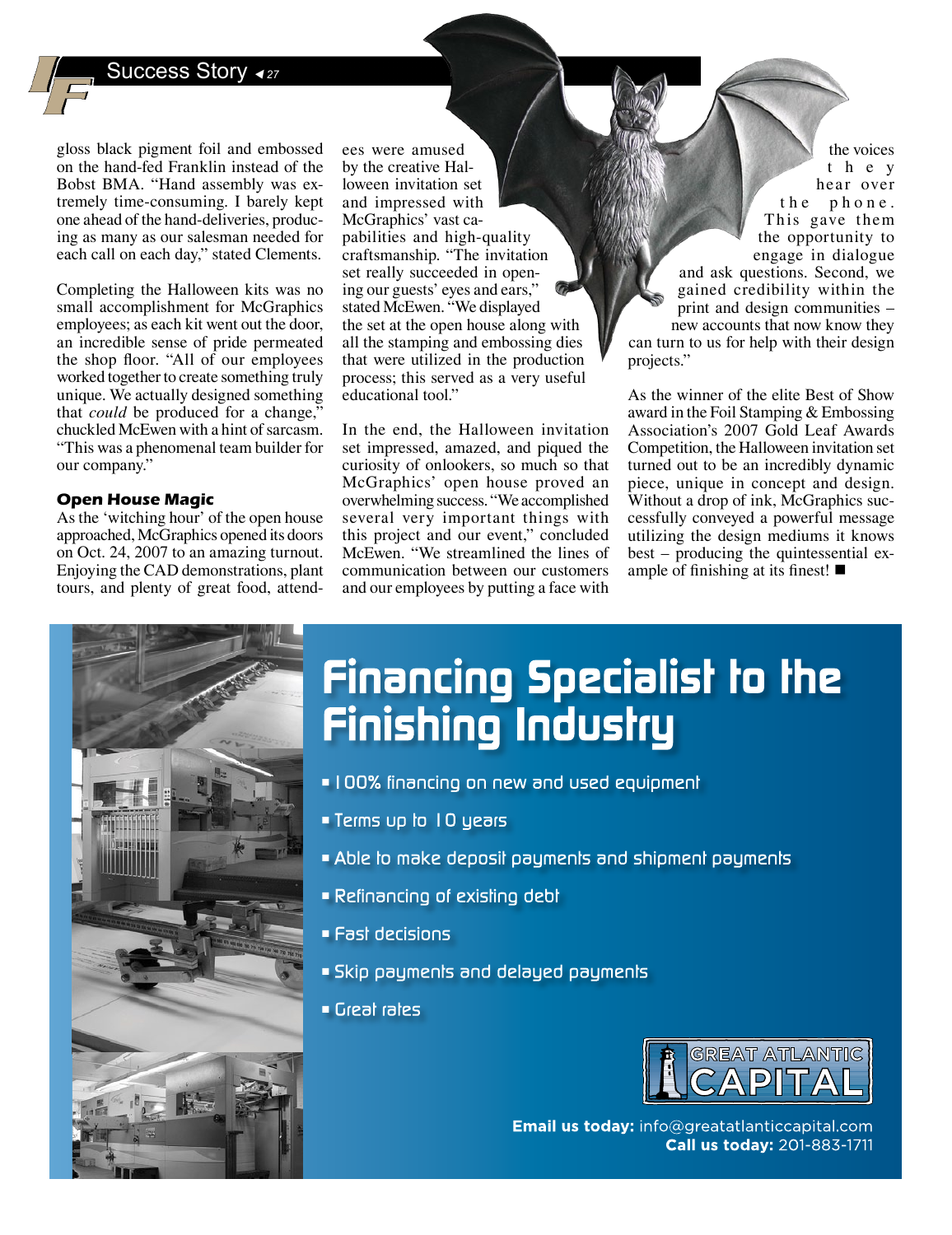gloss black pigment foil and embossed on the hand-fed Franklin instead of the Bobst BMA. "Hand assembly was extremely time-consuming. I barely kept one ahead of the hand-deliveries, producing as many as our salesman needed for each call on each day," stated Clements.

Completing the Halloween kits was no small accomplishment for McGraphics employees; as each kit went out the door, an incredible sense of pride permeated the shop floor. "All of our employees worked together to create something truly unique. We actually designed something that *could* be produced for a change," chuckled McEwen with a hint of sarcasm. "This was a phenomenal team builder for our company."

### Open House Magic

As the 'witching hour' of the open house approached, McGraphics opened its doors on Oct. 24, 2007 to an amazing turnout. Enjoying the CAD demonstrations, plant tours, and plenty of great food, attendees were amused by the creative Halloween invitation set and impressed with McGraphics' vast capabilities and high-quality craftsmanship. "The invitation set really succeeded in opening our guests' eyes and ears," stated McEwen. "We displayed the set at the open house along with all the stamping and embossing dies that were utilized in the production process; this served as a very useful educational tool."

In the end, the Halloween invitation set impressed, amazed, and piqued the curiosity of onlookers, so much so that McGraphics' open house proved an overwhelming success. "We accomplished several very important things with this project and our event," concluded McEwen. "We streamlined the lines of communication between our customers and our employees by putting a face with the voices they hear over the phone. This gave them the opportunity to engage in dialogue and ask questions. Second, we gained credibility within the print and design communities – new accounts that now know they can turn to us for help with their design projects."

As the winner of the elite Best of Show award in the Foil Stamping & Embossing Association's 2007 Gold Leaf Awards Competition, the Halloween invitation set turned out to be an incredibly dynamic piece, unique in concept and design. Without a drop of ink, McGraphics successfully conveyed a powerful message utilizing the design mediums it knows best – producing the quintessential example of finishing at its finest! ■

# Financing Specialist to the Finishing Industry

- 100% financing on new and used equipment
- Terms up to 10 years
- Able to make deposit payments and shipment payments
- Refinancing of existing debt
- Fast decisions
- Skip payments and delayed payments
- Great rates

GREAT ATLANTIC CAPITAL

**Email us today:** info@greatatlanticcapital.com
**Call us today:** 201-883-1711